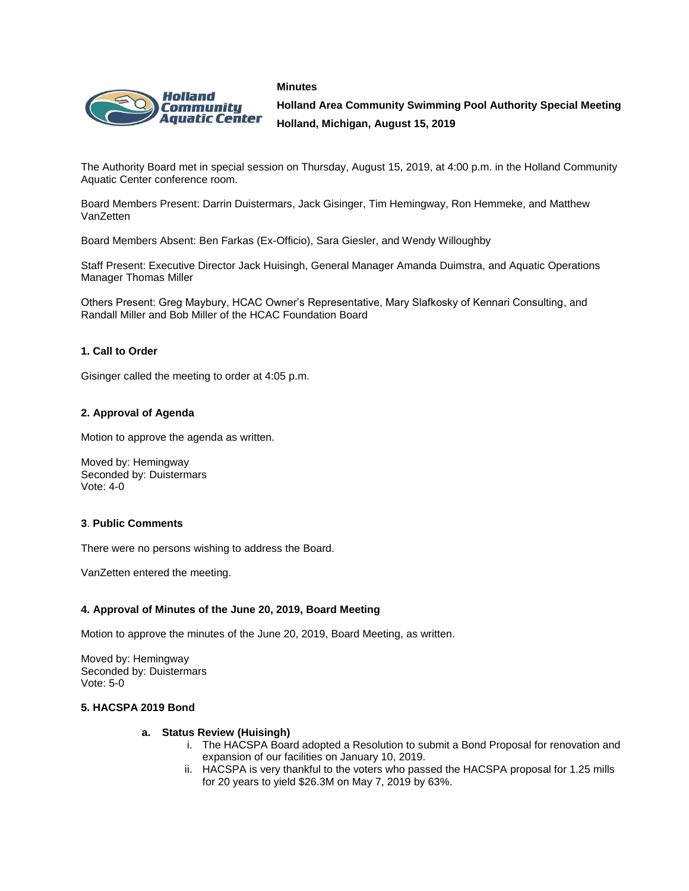**Minutes**

**Holland Area Community Swimming Pool Authority Special Meeting**

**Holland, Michigan, August 15, 2019**

The Authority Board met in special session on Thursday, August 15, 2019, at 4:00 p.m. in the Holland Community Aquatic Center conference room.

Board Members Present: Darrin Duistermars, Jack Gisinger, Tim Hemingway, Ron Hemmeke, and Matthew VanZetten

Board Members Absent: Ben Farkas (Ex-Officio), Sara Giesler, and Wendy Willoughby

Staff Present: Executive Director Jack Huisingh, General Manager Amanda Duimstra, and Aquatic Operations Manager Thomas Miller

Others Present: Greg Maybury, HCAC Owner's Representative, Mary Slafkosky of Kennari Consulting, and Randall Miller and Bob Miller of the HCAC Foundation Board

## 1. Call to Order

Gisinger called the meeting to order at 4:05 p.m.

## 2. Approval of Agenda

Motion to approve the agenda as written.

Moved by: Hemingway
Seconded by: Duistermars
Vote: 4-0

## 3. Public Comments

There were no persons wishing to address the Board.

VanZetten entered the meeting.

## 4. Approval of Minutes of the June 20, 2019, Board Meeting

Motion to approve the minutes of the June 20, 2019, Board Meeting, as written.

Moved by: Hemingway
Seconded by: Duistermars
Vote: 5-0

## 5. HACSPA 2019 Bond

**a. Status Review (Huisingh)**

i. The HACSPA Board adopted a Resolution to submit a Bond Proposal for renovation and expansion of our facilities on January 10, 2019.

ii. HACSPA is very thankful to the voters who passed the HACSPA proposal for 1.25 mills for 20 years to yield $26.3M on May 7, 2019 by 63%.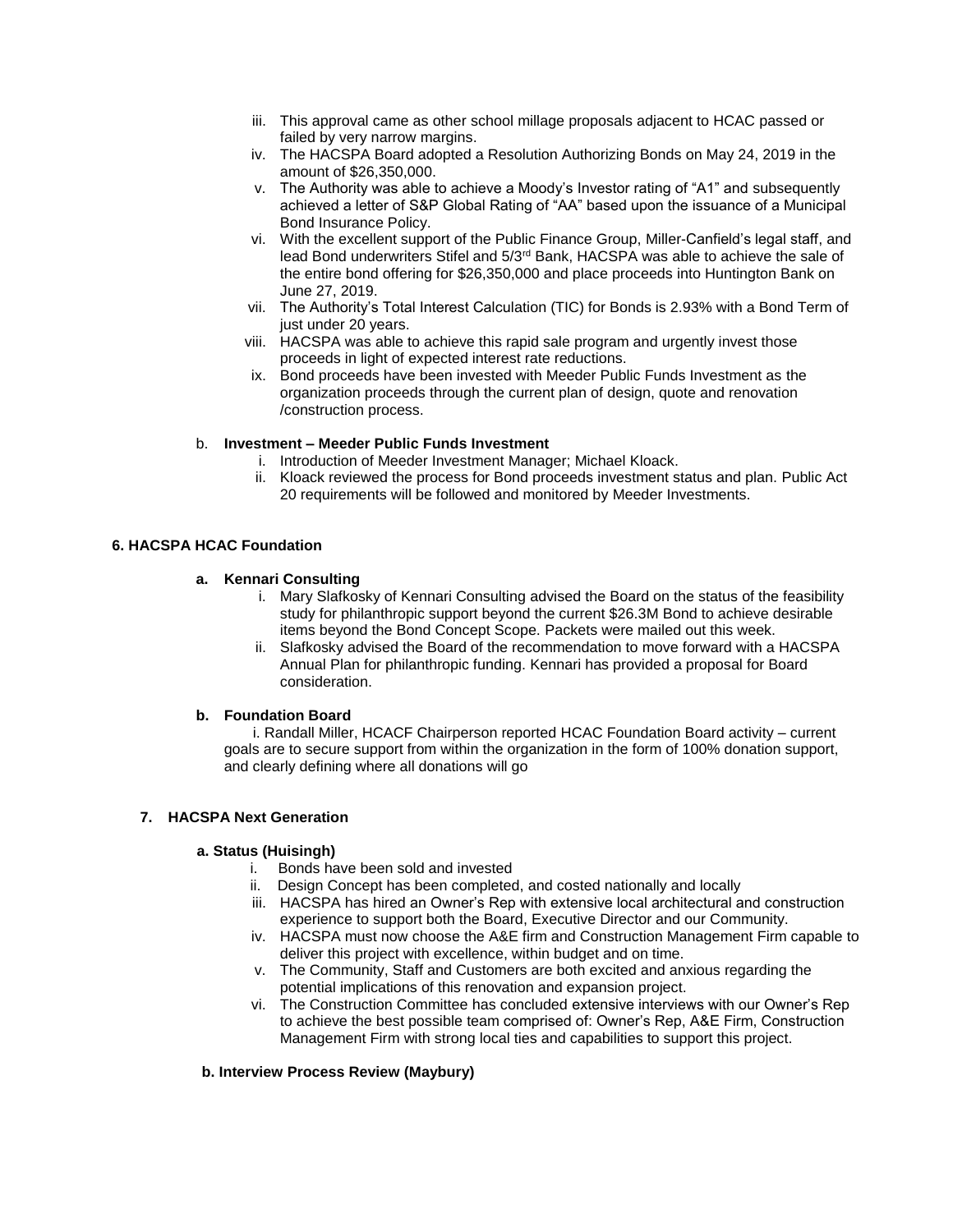iii. This approval came as other school millage proposals adjacent to HCAC passed or failed by very narrow margins.
iv. The HACSPA Board adopted a Resolution Authorizing Bonds on May 24, 2019 in the amount of $26,350,000.
v. The Authority was able to achieve a Moody's Investor rating of "A1" and subsequently achieved a letter of S&P Global Rating of "AA" based upon the issuance of a Municipal Bond Insurance Policy.
vi. With the excellent support of the Public Finance Group, Miller-Canfield's legal staff, and lead Bond underwriters Stifel and 5/3rd Bank, HACSPA was able to achieve the sale of the entire bond offering for $26,350,000 and place proceeds into Huntington Bank on June 27, 2019.
vii. The Authority's Total Interest Calculation (TIC) for Bonds is 2.93% with a Bond Term of just under 20 years.
viii. HACSPA was able to achieve this rapid sale program and urgently invest those proceeds in light of expected interest rate reductions.
ix. Bond proceeds have been invested with Meeder Public Funds Investment as the organization proceeds through the current plan of design, quote and renovation /construction process.

b. **Investment – Meeder Public Funds Investment**
   i. Introduction of Meeder Investment Manager; Michael Kloack.
   ii. Kloack reviewed the process for Bond proceeds investment status and plan. Public Act 20 requirements will be followed and monitored by Meeder Investments.

**6. HACSPA HCAC Foundation**

**a. Kennari Consulting**
   i. Mary Slafkosky of Kennari Consulting advised the Board on the status of the feasibility study for philanthropic support beyond the current $26.3M Bond to achieve desirable items beyond the Bond Concept Scope. Packets were mailed out this week.
   ii. Slafkosky advised the Board of the recommendation to move forward with a HACSPA Annual Plan for philanthropic funding. Kennari has provided a proposal for Board consideration.

**b. Foundation Board**
   i. Randall Miller, HCACF Chairperson reported HCAC Foundation Board activity – current goals are to secure support from within the organization in the form of 100% donation support, and clearly defining where all donations will go

**7. HACSPA Next Generation**

**a. Status (Huisingh)**
   i. Bonds have been sold and invested
   ii. Design Concept has been completed, and costed nationally and locally
   iii. HACSPA has hired an Owner's Rep with extensive local architectural and construction experience to support both the Board, Executive Director and our Community.
   iv. HACSPA must now choose the A&E firm and Construction Management Firm capable to deliver this project with excellence, within budget and on time.
   v. The Community, Staff and Customers are both excited and anxious regarding the potential implications of this renovation and expansion project.
   vi. The Construction Committee has concluded extensive interviews with our Owner's Rep to achieve the best possible team comprised of: Owner's Rep, A&E Firm, Construction Management Firm with strong local ties and capabilities to support this project.

**b. Interview Process Review (Maybury)**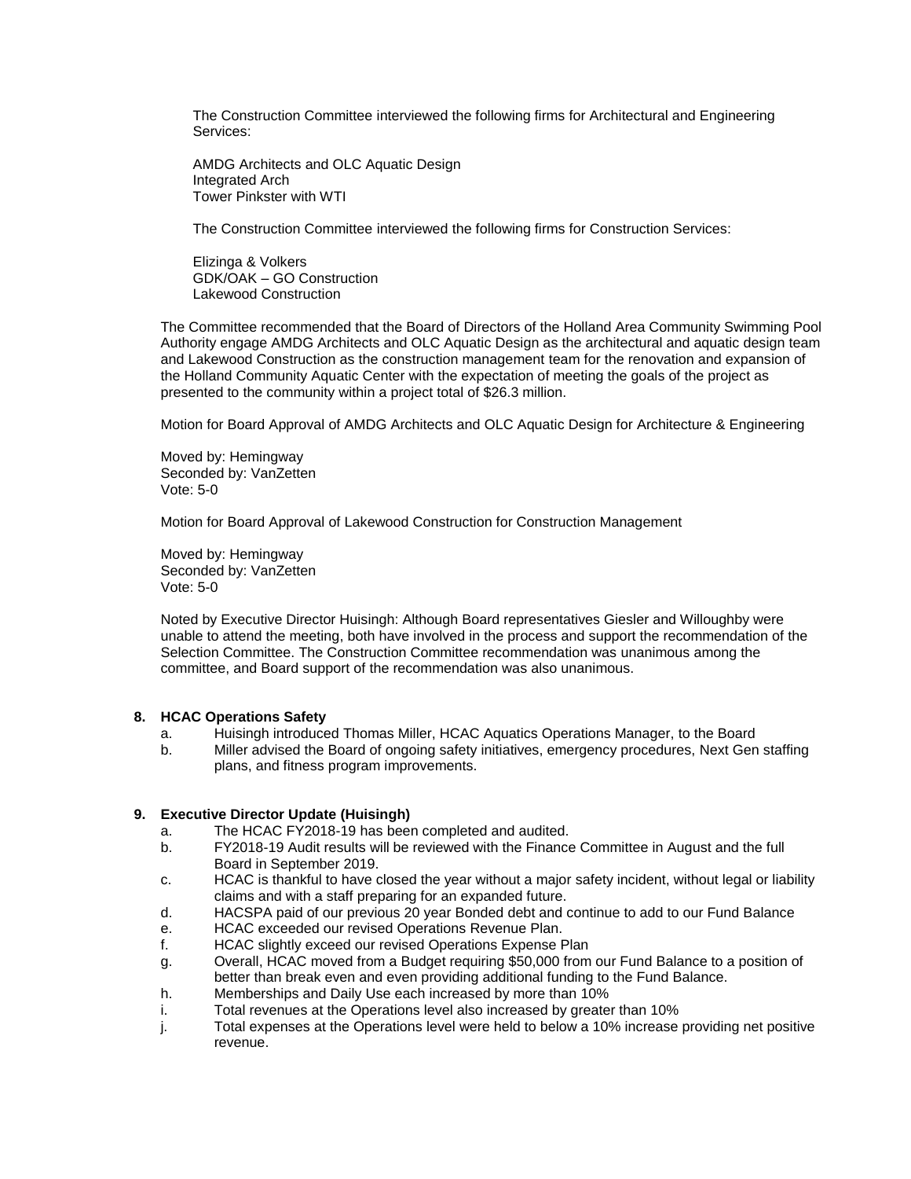The Construction Committee interviewed the following firms for Architectural and Engineering Services:

AMDG Architects and OLC Aquatic Design
Integrated Arch
Tower Pinkster with WTI

The Construction Committee interviewed the following firms for Construction Services:

Elizinga & Volkers
GDK/OAK – GO Construction
Lakewood Construction

The Committee recommended that the Board of Directors of the Holland Area Community Swimming Pool Authority engage AMDG Architects and OLC Aquatic Design as the architectural and aquatic design team and Lakewood Construction as the construction management team for the renovation and expansion of the Holland Community Aquatic Center with the expectation of meeting the goals of the project as presented to the community within a project total of $26.3 million.

Motion for Board Approval of AMDG Architects and OLC Aquatic Design for Architecture & Engineering

Moved by: Hemingway
Seconded by: VanZetten
Vote: 5-0

Motion for Board Approval of Lakewood Construction for Construction Management

Moved by: Hemingway
Seconded by: VanZetten
Vote: 5-0

Noted by Executive Director Huisingh: Although Board representatives Giesler and Willoughby were unable to attend the meeting, both have involved in the process and support the recommendation of the Selection Committee. The Construction Committee recommendation was unanimous among the committee, and Board support of the recommendation was also unanimous.

**8. HCAC Operations Safety**

a. Huisingh introduced Thomas Miller, HCAC Aquatics Operations Manager, to the Board
b. Miller advised the Board of ongoing safety initiatives, emergency procedures, Next Gen staffing plans, and fitness program improvements.

**9. Executive Director Update (Huisingh)**

a. The HCAC FY2018-19 has been completed and audited.
b. FY2018-19 Audit results will be reviewed with the Finance Committee in August and the full Board in September 2019.
c. HCAC is thankful to have closed the year without a major safety incident, without legal or liability claims and with a staff preparing for an expanded future.
d. HACSPA paid of our previous 20 year Bonded debt and continue to add to our Fund Balance
e. HCAC exceeded our revised Operations Revenue Plan.
f. HCAC slightly exceed our revised Operations Expense Plan
g. Overall, HCAC moved from a Budget requiring $50,000 from our Fund Balance to a position of better than break even and even providing additional funding to the Fund Balance.
h. Memberships and Daily Use each increased by more than 10%
i. Total revenues at the Operations level also increased by greater than 10%
j. Total expenses at the Operations level were held to below a 10% increase providing net positive revenue.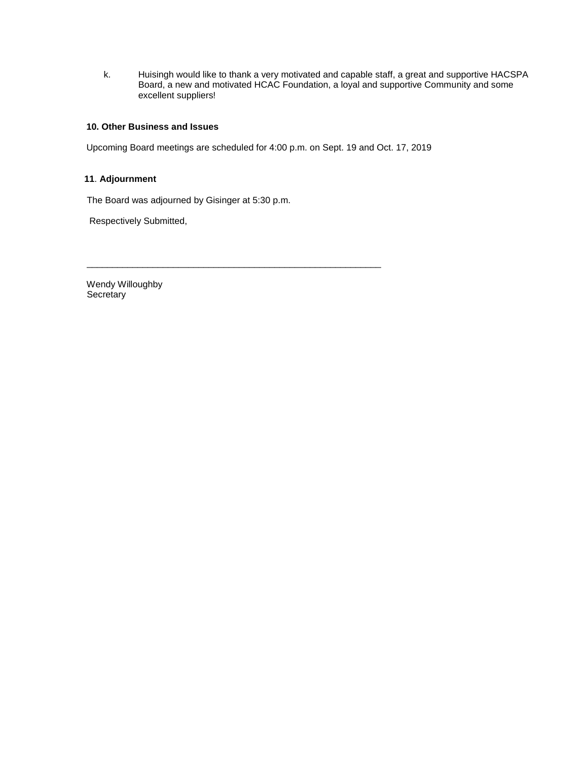k. Huisingh would like to thank a very motivated and capable staff, a great and supportive HACSPA Board, a new and motivated HCAC Foundation, a loyal and supportive Community and some excellent suppliers!

**10. Other Business and Issues**

Upcoming Board meetings are scheduled for 4:00 p.m. on Sept. 19 and Oct. 17, 2019

**11**. **Adjournment**

The Board was adjourned by Gisinger at 5:30 p.m.

Respectively Submitted,

\_\_\_\_\_\_\_\_\_\_\_\_\_\_\_\_\_\_\_\_\_\_\_\_\_\_\_\_\_\_\_\_\_\_\_\_\_\_\_\_\_\_\_\_\_\_\_\_\_\_\_\_\_\_\_\_\_\_\_\_

Wendy Willoughby
Secretary